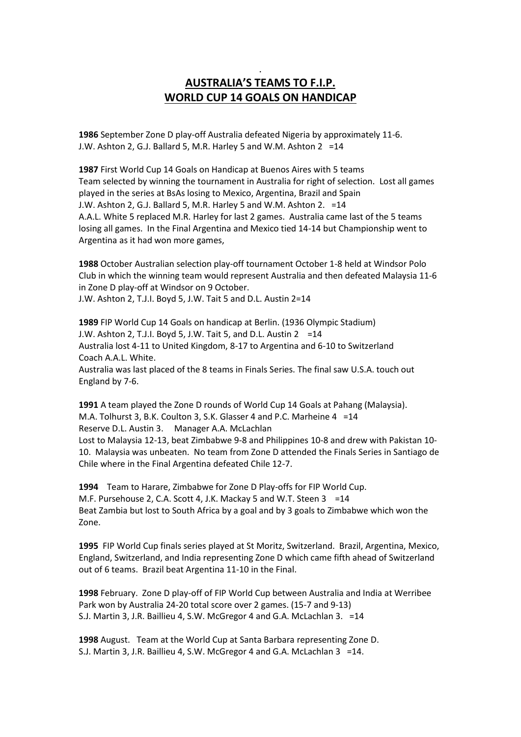# AUSTRALIA'S TEAMS TO F.I.P. WORLD CUP 14 GOALS ON HANDICAP

**1986** September Zone D play-off Australia defeated Nigeria by approximately 11-6.
J.W. Ashton 2, G.J. Ballard 5, M.R. Harley 5 and W.M. Ashton 2 =14

**1987** First World Cup 14 Goals on Handicap at Buenos Aires with 5 teams
Team selected by winning the tournament in Australia for right of selection. Lost all games played in the series at BsAs losing to Mexico, Argentina, Brazil and Spain
J.W. Ashton 2, G.J. Ballard 5, M.R. Harley 5 and W.M. Ashton 2. =14
A.A.L. White 5 replaced M.R. Harley for last 2 games. Australia came last of the 5 teams losing all games. In the Final Argentina and Mexico tied 14-14 but Championship went to Argentina as it had won more games,

**1988** October Australian selection play-off tournament October 1-8 held at Windsor Polo Club in which the winning team would represent Australia and then defeated Malaysia 11-6 in Zone D play-off at Windsor on 9 October.
J.W. Ashton 2, T.J.I. Boyd 5, J.W. Tait 5 and D.L. Austin 2=14

**1989** FIP World Cup 14 Goals on handicap at Berlin. (1936 Olympic Stadium)
J.W. Ashton 2, T.J.I. Boyd 5, J.W. Tait 5, and D.L. Austin 2 =14
Australia lost 4-11 to United Kingdom, 8-17 to Argentina and 6-10 to Switzerland
Coach A.A.L. White.
Australia was last placed of the 8 teams in Finals Series. The final saw U.S.A. touch out England by 7-6.

**1991** A team played the Zone D rounds of World Cup 14 Goals at Pahang (Malaysia).
M.A. Tolhurst 3, B.K. Coulton 3, S.K. Glasser 4 and P.C. Marheine 4 =14
Reserve D.L. Austin 3. Manager A.A. McLachlan
Lost to Malaysia 12-13, beat Zimbabwe 9-8 and Philippines 10-8 and drew with Pakistan 10-10. Malaysia was unbeaten. No team from Zone D attended the Finals Series in Santiago de Chile where in the Final Argentina defeated Chile 12-7.

**1994** Team to Harare, Zimbabwe for Zone D Play-offs for FIP World Cup.
M.F. Pursehouse 2, C.A. Scott 4, J.K. Mackay 5 and W.T. Steen 3 =14
Beat Zambia but lost to South Africa by a goal and by 3 goals to Zimbabwe which won the Zone.

**1995** FIP World Cup finals series played at St Moritz, Switzerland. Brazil, Argentina, Mexico, England, Switzerland, and India representing Zone D which came fifth ahead of Switzerland out of 6 teams. Brazil beat Argentina 11-10 in the Final.

**1998** February. Zone D play-off of FIP World Cup between Australia and India at Werribee Park won by Australia 24-20 total score over 2 games. (15-7 and 9-13)
S.J. Martin 3, J.R. Baillieu 4, S.W. McGregor 4 and G.A. McLachlan 3. =14

**1998** August. Team at the World Cup at Santa Barbara representing Zone D.
S.J. Martin 3, J.R. Baillieu 4, S.W. McGregor 4 and G.A. McLachlan 3 =14.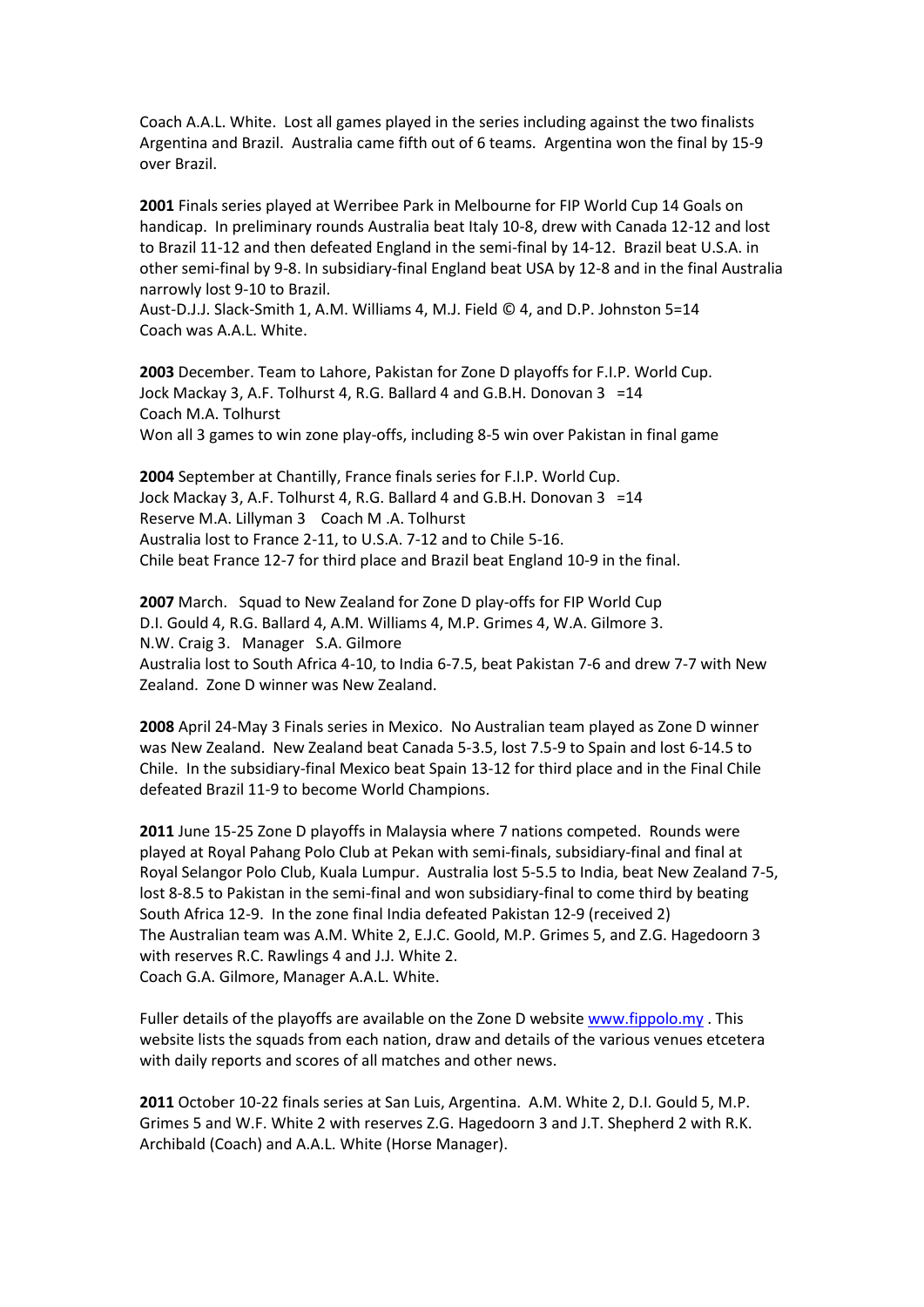Coach A.A.L. White. Lost all games played in the series including against the two finalists Argentina and Brazil. Australia came fifth out of 6 teams. Argentina won the final by 15-9 over Brazil.

**2001** Finals series played at Werribee Park in Melbourne for FIP World Cup 14 Goals on handicap. In preliminary rounds Australia beat Italy 10-8, drew with Canada 12-12 and lost to Brazil 11-12 and then defeated England in the semi-final by 14-12. Brazil beat U.S.A. in other semi-final by 9-8. In subsidiary-final England beat USA by 12-8 and in the final Australia narrowly lost 9-10 to Brazil.
Aust-D.J.J. Slack-Smith 1, A.M. Williams 4, M.J. Field © 4, and D.P. Johnston 5=14
Coach was A.A.L. White.

**2003** December. Team to Lahore, Pakistan for Zone D playoffs for F.I.P. World Cup.
Jock Mackay 3, A.F. Tolhurst 4, R.G. Ballard 4 and G.B.H. Donovan 3 =14
Coach M.A. Tolhurst
Won all 3 games to win zone play-offs, including 8-5 win over Pakistan in final game

**2004** September at Chantilly, France finals series for F.I.P. World Cup.
Jock Mackay 3, A.F. Tolhurst 4, R.G. Ballard 4 and G.B.H. Donovan 3 =14
Reserve M.A. Lillyman 3 Coach M .A. Tolhurst
Australia lost to France 2-11, to U.S.A. 7-12 and to Chile 5-16.
Chile beat France 12-7 for third place and Brazil beat England 10-9 in the final.

**2007** March. Squad to New Zealand for Zone D play-offs for FIP World Cup
D.I. Gould 4, R.G. Ballard 4, A.M. Williams 4, M.P. Grimes 4, W.A. Gilmore 3.
N.W. Craig 3. Manager S.A. Gilmore
Australia lost to South Africa 4-10, to India 6-7.5, beat Pakistan 7-6 and drew 7-7 with New Zealand. Zone D winner was New Zealand.

**2008** April 24-May 3 Finals series in Mexico. No Australian team played as Zone D winner was New Zealand. New Zealand beat Canada 5-3.5, lost 7.5-9 to Spain and lost 6-14.5 to Chile. In the subsidiary-final Mexico beat Spain 13-12 for third place and in the Final Chile defeated Brazil 11-9 to become World Champions.

**2011** June 15-25 Zone D playoffs in Malaysia where 7 nations competed. Rounds were played at Royal Pahang Polo Club at Pekan with semi-finals, subsidiary-final and final at Royal Selangor Polo Club, Kuala Lumpur. Australia lost 5-5.5 to India, beat New Zealand 7-5, lost 8-8.5 to Pakistan in the semi-final and won subsidiary-final to come third by beating South Africa 12-9. In the zone final India defeated Pakistan 12-9 (received 2)
The Australian team was A.M. White 2, E.J.C. Goold, M.P. Grimes 5, and Z.G. Hagedoorn 3 with reserves R.C. Rawlings 4 and J.J. White 2.
Coach G.A. Gilmore, Manager A.A.L. White.

Fuller details of the playoffs are available on the Zone D website [www.fippolo.my](http://www.fippolo.my) . This website lists the squads from each nation, draw and details of the various venues etcetera with daily reports and scores of all matches and other news.

**2011** October 10-22 finals series at San Luis, Argentina. A.M. White 2, D.I. Gould 5, M.P. Grimes 5 and W.F. White 2 with reserves Z.G. Hagedoorn 3 and J.T. Shepherd 2 with R.K. Archibald (Coach) and A.A.L. White (Horse Manager).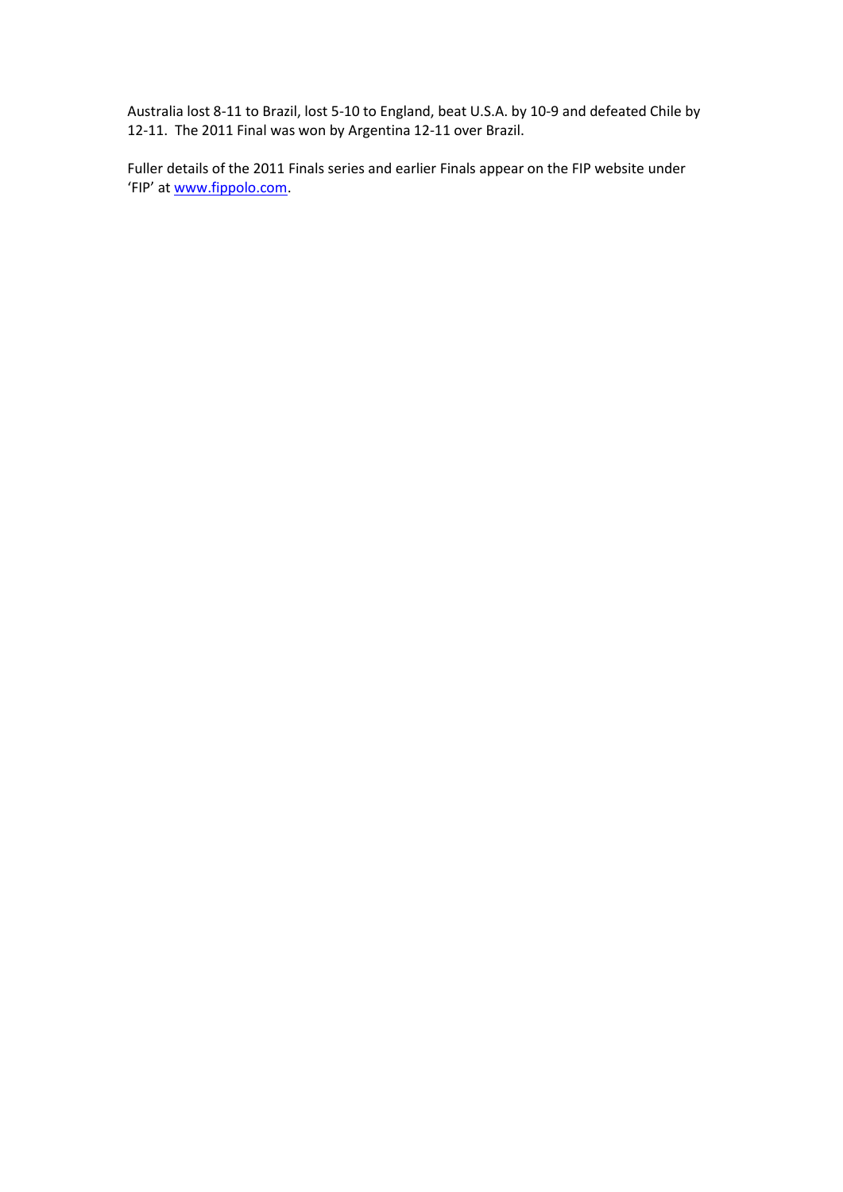Australia lost 8-11 to Brazil, lost 5-10 to England, beat U.S.A. by 10-9 and defeated Chile by 12-11. The 2011 Final was won by Argentina 12-11 over Brazil.

Fuller details of the 2011 Finals series and earlier Finals appear on the FIP website under 'FIP' at [www.fippolo.com](http://www.fippolo.com).